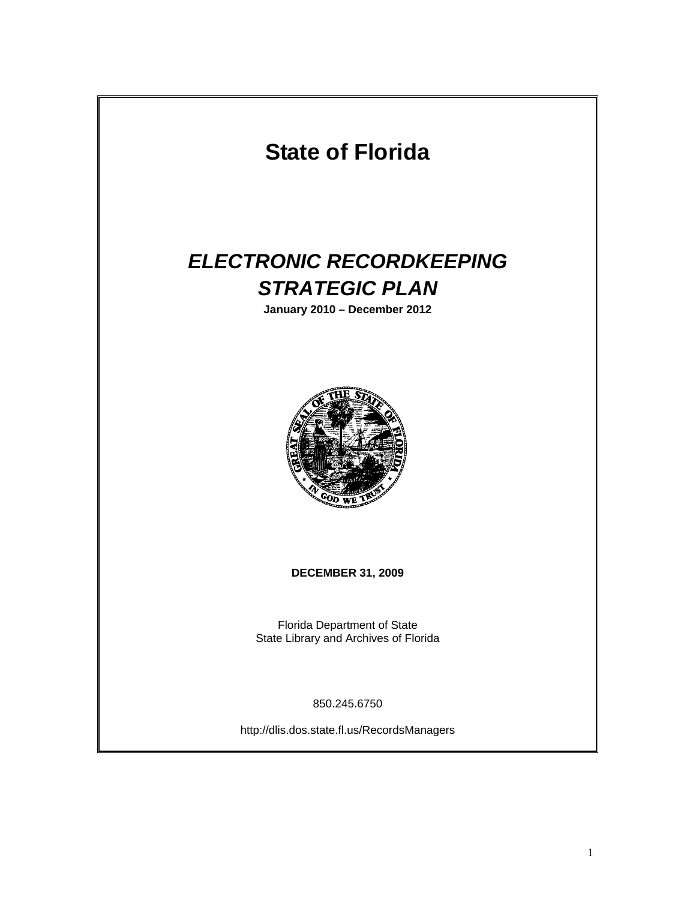# State of Florida

# *ELECTRONIC RECORDKEEPING STRATEGIC PLAN*

**January 2010 – December 2012**

**DECEMBER 31, 2009**

Florida Department of State
State Library and Archives of Florida

850.245.6750

http://dlis.dos.state.fl.us/RecordsManagers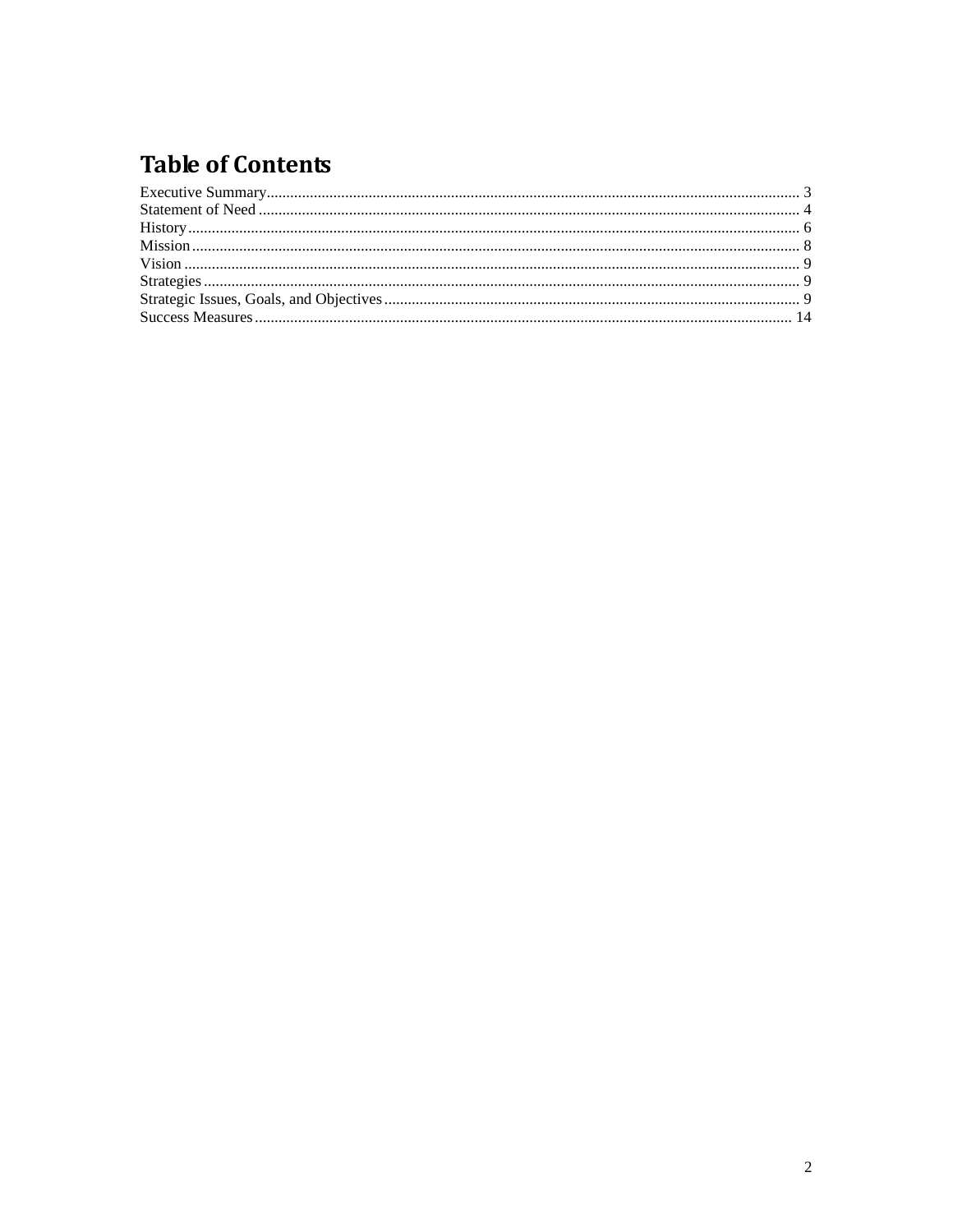# Table of Contents

Executive Summary ........ 3
Statement of Need ........ 4
History ........ 6
Mission ........ 8
Vision ........ 9
Strategies ........ 9
Strategic Issues, Goals, and Objectives ........ 9
Success Measures ........ 14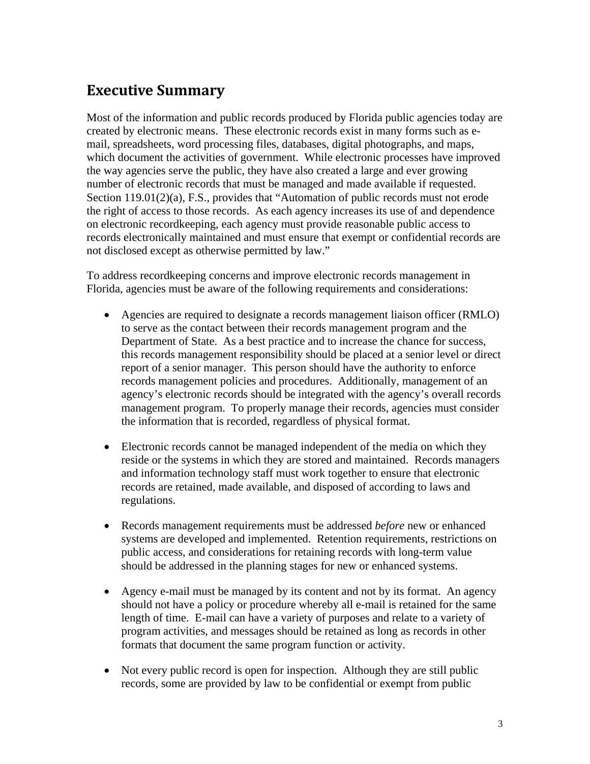## Executive Summary

Most of the information and public records produced by Florida public agencies today are created by electronic means. These electronic records exist in many forms such as e-mail, spreadsheets, word processing files, databases, digital photographs, and maps, which document the activities of government. While electronic processes have improved the way agencies serve the public, they have also created a large and ever growing number of electronic records that must be managed and made available if requested. Section 119.01(2)(a), F.S., provides that "Automation of public records must not erode the right of access to those records. As each agency increases its use of and dependence on electronic recordkeeping, each agency must provide reasonable public access to records electronically maintained and must ensure that exempt or confidential records are not disclosed except as otherwise permitted by law."

To address recordkeeping concerns and improve electronic records management in Florida, agencies must be aware of the following requirements and considerations:

- Agencies are required to designate a records management liaison officer (RMLO) to serve as the contact between their records management program and the Department of State. As a best practice and to increase the chance for success, this records management responsibility should be placed at a senior level or direct report of a senior manager. This person should have the authority to enforce records management policies and procedures. Additionally, management of an agency's electronic records should be integrated with the agency's overall records management program. To properly manage their records, agencies must consider the information that is recorded, regardless of physical format.

- Electronic records cannot be managed independent of the media on which they reside or the systems in which they are stored and maintained. Records managers and information technology staff must work together to ensure that electronic records are retained, made available, and disposed of according to laws and regulations.

- Records management requirements must be addressed *before* new or enhanced systems are developed and implemented. Retention requirements, restrictions on public access, and considerations for retaining records with long-term value should be addressed in the planning stages for new or enhanced systems.

- Agency e-mail must be managed by its content and not by its format. An agency should not have a policy or procedure whereby all e-mail is retained for the same length of time. E-mail can have a variety of purposes and relate to a variety of program activities, and messages should be retained as long as records in other formats that document the same program function or activity.

- Not every public record is open for inspection. Although they are still public records, some are provided by law to be confidential or exempt from public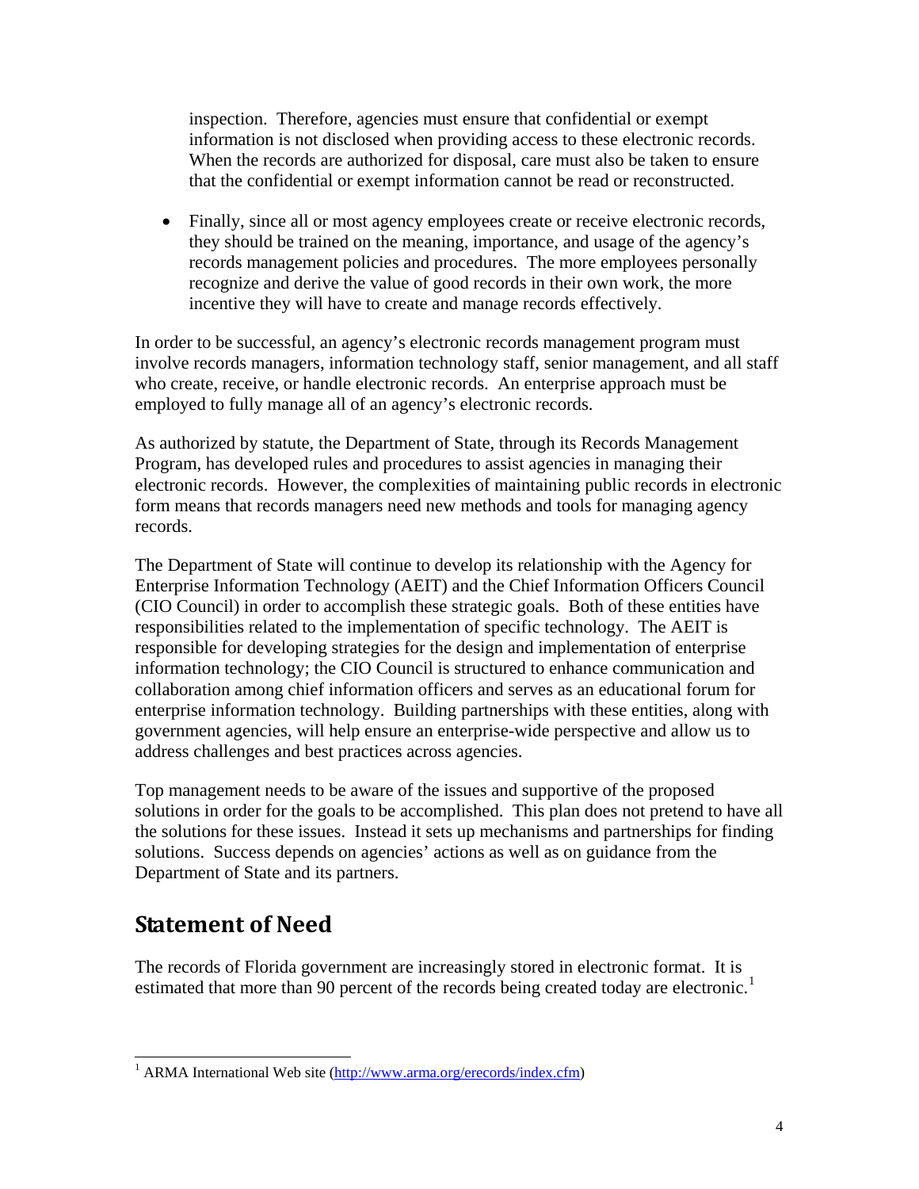inspection. Therefore, agencies must ensure that confidential or exempt information is not disclosed when providing access to these electronic records. When the records are authorized for disposal, care must also be taken to ensure that the confidential or exempt information cannot be read or reconstructed.

- Finally, since all or most agency employees create or receive electronic records, they should be trained on the meaning, importance, and usage of the agency's records management policies and procedures. The more employees personally recognize and derive the value of good records in their own work, the more incentive they will have to create and manage records effectively.

In order to be successful, an agency's electronic records management program must involve records managers, information technology staff, senior management, and all staff who create, receive, or handle electronic records. An enterprise approach must be employed to fully manage all of an agency's electronic records.

As authorized by statute, the Department of State, through its Records Management Program, has developed rules and procedures to assist agencies in managing their electronic records. However, the complexities of maintaining public records in electronic form means that records managers need new methods and tools for managing agency records.

The Department of State will continue to develop its relationship with the Agency for Enterprise Information Technology (AEIT) and the Chief Information Officers Council (CIO Council) in order to accomplish these strategic goals. Both of these entities have responsibilities related to the implementation of specific technology. The AEIT is responsible for developing strategies for the design and implementation of enterprise information technology; the CIO Council is structured to enhance communication and collaboration among chief information officers and serves as an educational forum for enterprise information technology. Building partnerships with these entities, along with government agencies, will help ensure an enterprise-wide perspective and allow us to address challenges and best practices across agencies.

Top management needs to be aware of the issues and supportive of the proposed solutions in order for the goals to be accomplished. This plan does not pretend to have all the solutions for these issues. Instead it sets up mechanisms and partnerships for finding solutions. Success depends on agencies' actions as well as on guidance from the Department of State and its partners.

## Statement of Need

The records of Florida government are increasingly stored in electronic format. It is estimated that more than 90 percent of the records being created today are electronic.[1]

---

[1] ARMA International Web site (http://www.arma.org/erecords/index.cfm)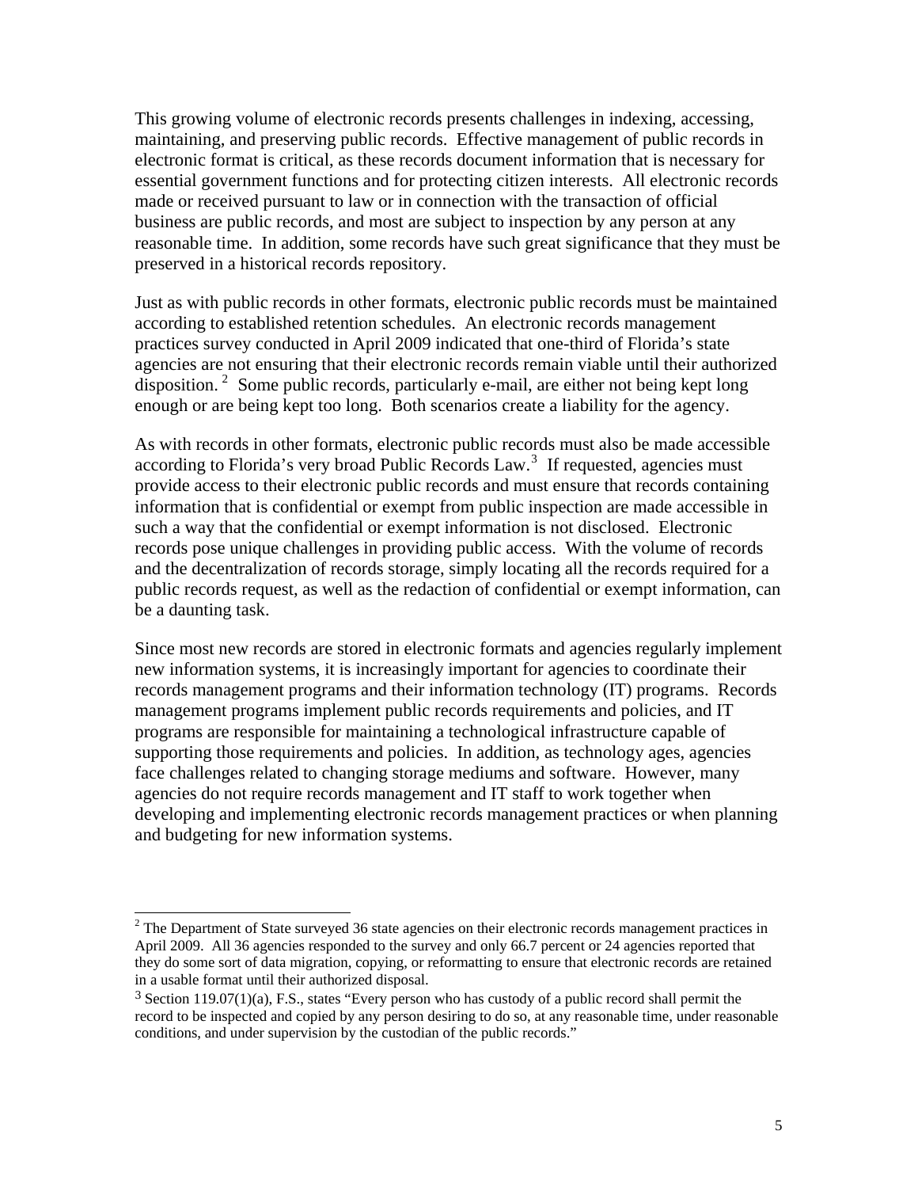This growing volume of electronic records presents challenges in indexing, accessing, maintaining, and preserving public records. Effective management of public records in electronic format is critical, as these records document information that is necessary for essential government functions and for protecting citizen interests. All electronic records made or received pursuant to law or in connection with the transaction of official business are public records, and most are subject to inspection by any person at any reasonable time. In addition, some records have such great significance that they must be preserved in a historical records repository.

Just as with public records in other formats, electronic public records must be maintained according to established retention schedules. An electronic records management practices survey conducted in April 2009 indicated that one-third of Florida's state agencies are not ensuring that their electronic records remain viable until their authorized disposition.[2] Some public records, particularly e-mail, are either not being kept long enough or are being kept too long. Both scenarios create a liability for the agency.

As with records in other formats, electronic public records must also be made accessible according to Florida's very broad Public Records Law.[3] If requested, agencies must provide access to their electronic public records and must ensure that records containing information that is confidential or exempt from public inspection are made accessible in such a way that the confidential or exempt information is not disclosed. Electronic records pose unique challenges in providing public access. With the volume of records and the decentralization of records storage, simply locating all the records required for a public records request, as well as the redaction of confidential or exempt information, can be a daunting task.

Since most new records are stored in electronic formats and agencies regularly implement new information systems, it is increasingly important for agencies to coordinate their records management programs and their information technology (IT) programs. Records management programs implement public records requirements and policies, and IT programs are responsible for maintaining a technological infrastructure capable of supporting those requirements and policies. In addition, as technology ages, agencies face challenges related to changing storage mediums and software. However, many agencies do not require records management and IT staff to work together when developing and implementing electronic records management practices or when planning and budgeting for new information systems.

---

[2] The Department of State surveyed 36 state agencies on their electronic records management practices in April 2009. All 36 agencies responded to the survey and only 66.7 percent or 24 agencies reported that they do some sort of data migration, copying, or reformatting to ensure that electronic records are retained in a usable format until their authorized disposal.

[3] Section 119.07(1)(a), F.S., states "Every person who has custody of a public record shall permit the record to be inspected and copied by any person desiring to do so, at any reasonable time, under reasonable conditions, and under supervision by the custodian of the public records."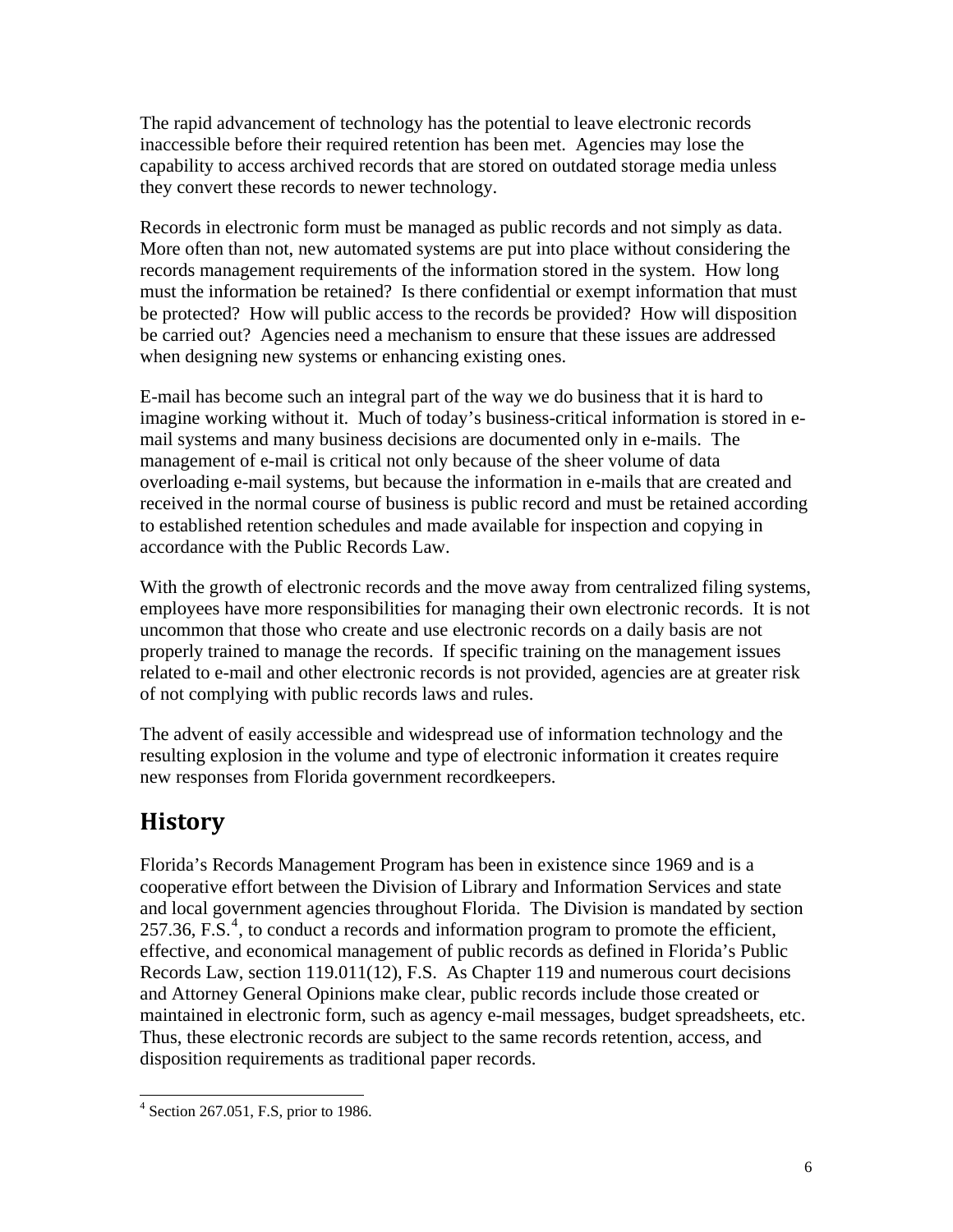The rapid advancement of technology has the potential to leave electronic records inaccessible before their required retention has been met. Agencies may lose the capability to access archived records that are stored on outdated storage media unless they convert these records to newer technology.

Records in electronic form must be managed as public records and not simply as data. More often than not, new automated systems are put into place without considering the records management requirements of the information stored in the system. How long must the information be retained? Is there confidential or exempt information that must be protected? How will public access to the records be provided? How will disposition be carried out? Agencies need a mechanism to ensure that these issues are addressed when designing new systems or enhancing existing ones.

E-mail has become such an integral part of the way we do business that it is hard to imagine working without it. Much of today's business-critical information is stored in e-mail systems and many business decisions are documented only in e-mails. The management of e-mail is critical not only because of the sheer volume of data overloading e-mail systems, but because the information in e-mails that are created and received in the normal course of business is public record and must be retained according to established retention schedules and made available for inspection and copying in accordance with the Public Records Law.

With the growth of electronic records and the move away from centralized filing systems, employees have more responsibilities for managing their own electronic records. It is not uncommon that those who create and use electronic records on a daily basis are not properly trained to manage the records. If specific training on the management issues related to e-mail and other electronic records is not provided, agencies are at greater risk of not complying with public records laws and rules.

The advent of easily accessible and widespread use of information technology and the resulting explosion in the volume and type of electronic information it creates require new responses from Florida government recordkeepers.

## History

Florida's Records Management Program has been in existence since 1969 and is a cooperative effort between the Division of Library and Information Services and state and local government agencies throughout Florida. The Division is mandated by section 257.36, F.S.[4], to conduct a records and information program to promote the efficient, effective, and economical management of public records as defined in Florida's Public Records Law, section 119.011(12), F.S. As Chapter 119 and numerous court decisions and Attorney General Opinions make clear, public records include those created or maintained in electronic form, such as agency e-mail messages, budget spreadsheets, etc. Thus, these electronic records are subject to the same records retention, access, and disposition requirements as traditional paper records.

[4] Section 267.051, F.S, prior to 1986.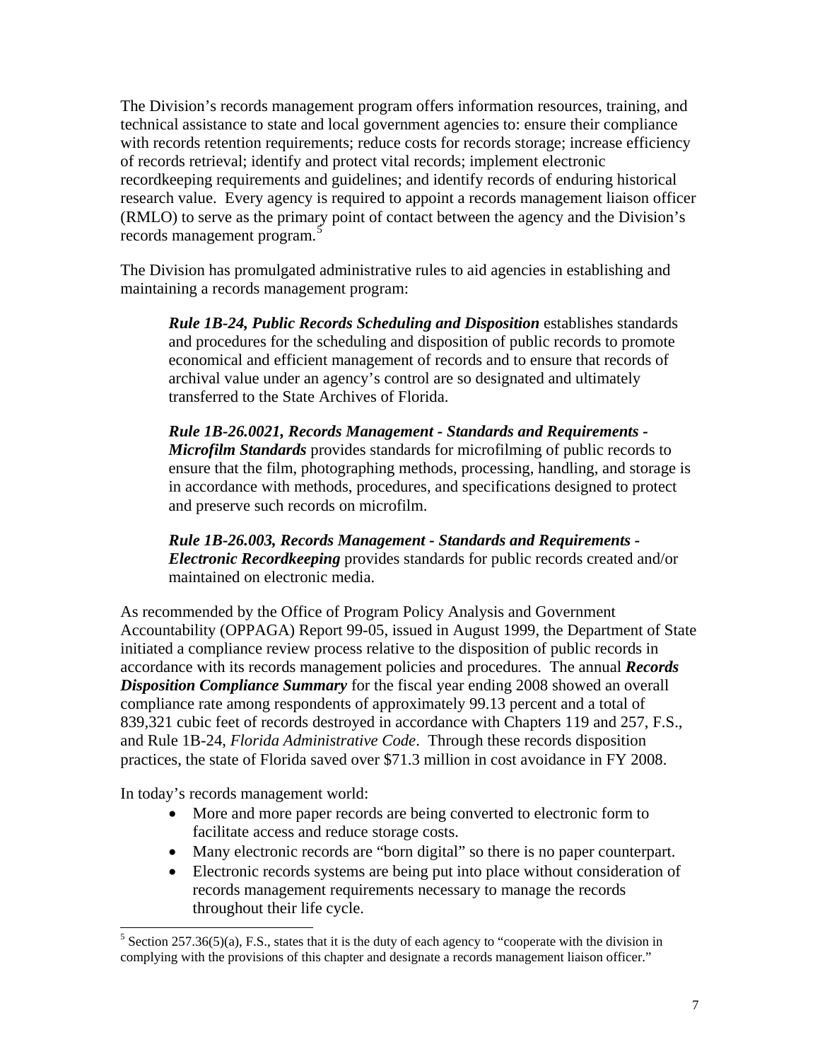The Division's records management program offers information resources, training, and technical assistance to state and local government agencies to: ensure their compliance with records retention requirements; reduce costs for records storage; increase efficiency of records retrieval; identify and protect vital records; implement electronic recordkeeping requirements and guidelines; and identify records of enduring historical research value. Every agency is required to appoint a records management liaison officer (RMLO) to serve as the primary point of contact between the agency and the Division's records management program.[5]

The Division has promulgated administrative rules to aid agencies in establishing and maintaining a records management program:

> ***Rule 1B-24, Public Records Scheduling and Disposition*** establishes standards and procedures for the scheduling and disposition of public records to promote economical and efficient management of records and to ensure that records of archival value under an agency's control are so designated and ultimately transferred to the State Archives of Florida.
>
> ***Rule 1B-26.0021, Records Management - Standards and Requirements - Microfilm Standards*** provides standards for microfilming of public records to ensure that the film, photographing methods, processing, handling, and storage is in accordance with methods, procedures, and specifications designed to protect and preserve such records on microfilm.
>
> ***Rule 1B-26.003, Records Management - Standards and Requirements - Electronic Recordkeeping*** provides standards for public records created and/or maintained on electronic media.

As recommended by the Office of Program Policy Analysis and Government Accountability (OPPAGA) Report 99-05, issued in August 1999, the Department of State initiated a compliance review process relative to the disposition of public records in accordance with its records management policies and procedures. The annual ***Records Disposition Compliance Summary*** for the fiscal year ending 2008 showed an overall compliance rate among respondents of approximately 99.13 percent and a total of 839,321 cubic feet of records destroyed in accordance with Chapters 119 and 257, F.S., and Rule 1B-24, *Florida Administrative Code*. Through these records disposition practices, the state of Florida saved over $71.3 million in cost avoidance in FY 2008.

In today's records management world:

- More and more paper records are being converted to electronic form to facilitate access and reduce storage costs.
- Many electronic records are "born digital" so there is no paper counterpart.
- Electronic records systems are being put into place without consideration of records management requirements necessary to manage the records throughout their life cycle.

---

[5] Section 257.36(5)(a), F.S., states that it is the duty of each agency to "cooperate with the division in complying with the provisions of this chapter and designate a records management liaison officer."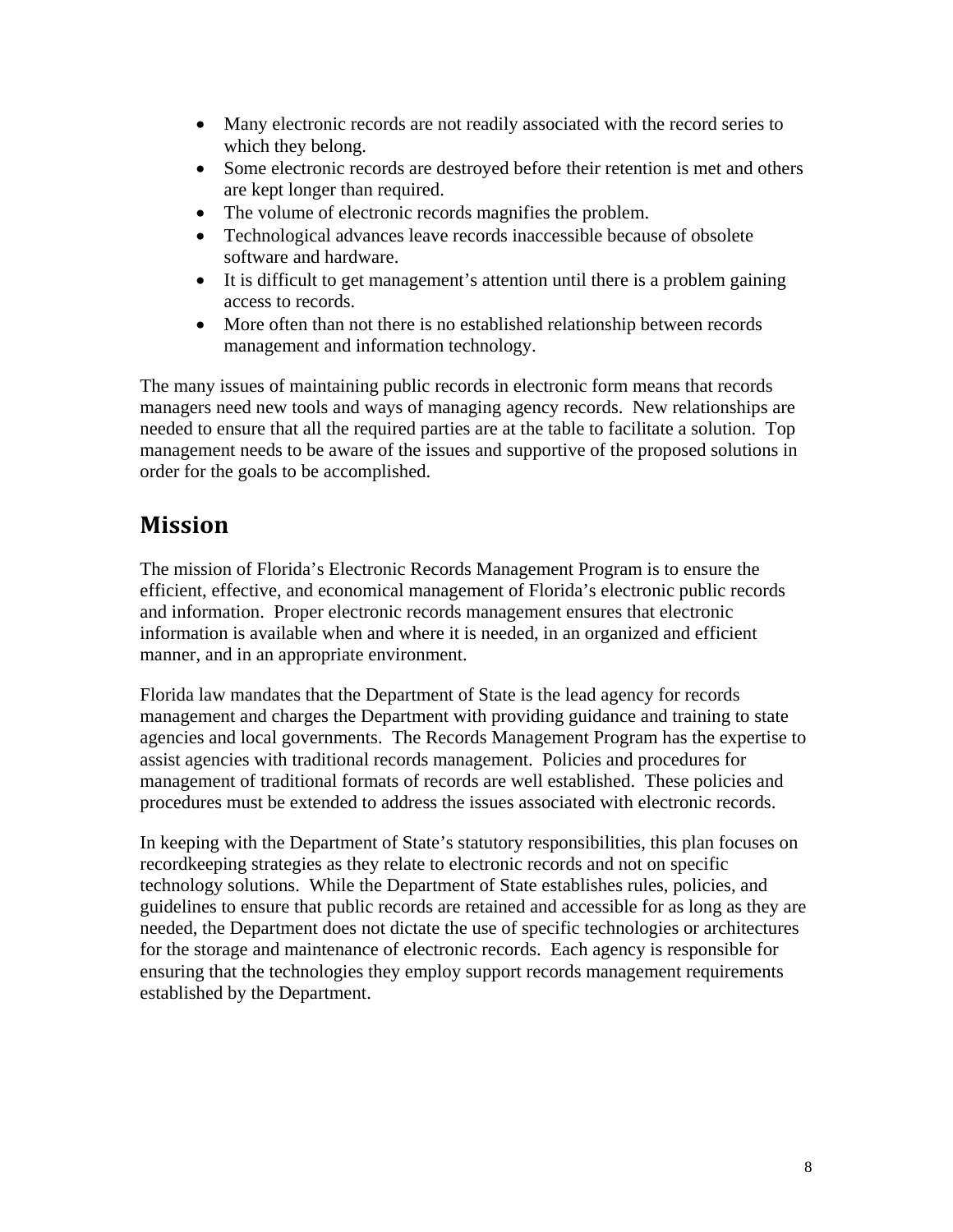- Many electronic records are not readily associated with the record series to which they belong.
- Some electronic records are destroyed before their retention is met and others are kept longer than required.
- The volume of electronic records magnifies the problem.
- Technological advances leave records inaccessible because of obsolete software and hardware.
- It is difficult to get management's attention until there is a problem gaining access to records.
- More often than not there is no established relationship between records management and information technology.

The many issues of maintaining public records in electronic form means that records managers need new tools and ways of managing agency records. New relationships are needed to ensure that all the required parties are at the table to facilitate a solution. Top management needs to be aware of the issues and supportive of the proposed solutions in order for the goals to be accomplished.

## Mission

The mission of Florida's Electronic Records Management Program is to ensure the efficient, effective, and economical management of Florida's electronic public records and information. Proper electronic records management ensures that electronic information is available when and where it is needed, in an organized and efficient manner, and in an appropriate environment.

Florida law mandates that the Department of State is the lead agency for records management and charges the Department with providing guidance and training to state agencies and local governments. The Records Management Program has the expertise to assist agencies with traditional records management. Policies and procedures for management of traditional formats of records are well established. These policies and procedures must be extended to address the issues associated with electronic records.

In keeping with the Department of State's statutory responsibilities, this plan focuses on recordkeeping strategies as they relate to electronic records and not on specific technology solutions. While the Department of State establishes rules, policies, and guidelines to ensure that public records are retained and accessible for as long as they are needed, the Department does not dictate the use of specific technologies or architectures for the storage and maintenance of electronic records. Each agency is responsible for ensuring that the technologies they employ support records management requirements established by the Department.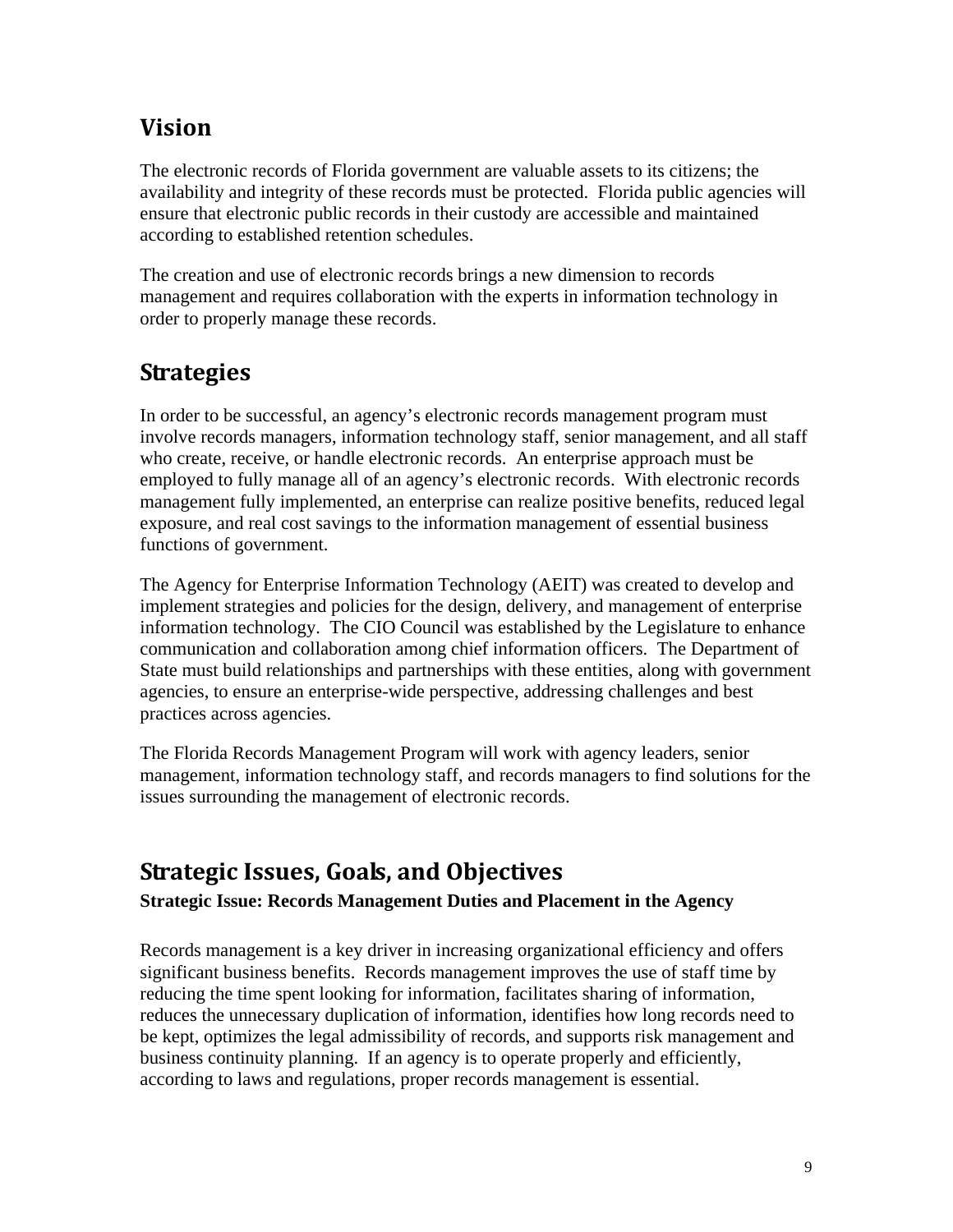## Vision

The electronic records of Florida government are valuable assets to its citizens; the availability and integrity of these records must be protected. Florida public agencies will ensure that electronic public records in their custody are accessible and maintained according to established retention schedules.

The creation and use of electronic records brings a new dimension to records management and requires collaboration with the experts in information technology in order to properly manage these records.

## Strategies

In order to be successful, an agency's electronic records management program must involve records managers, information technology staff, senior management, and all staff who create, receive, or handle electronic records. An enterprise approach must be employed to fully manage all of an agency's electronic records. With electronic records management fully implemented, an enterprise can realize positive benefits, reduced legal exposure, and real cost savings to the information management of essential business functions of government.

The Agency for Enterprise Information Technology (AEIT) was created to develop and implement strategies and policies for the design, delivery, and management of enterprise information technology. The CIO Council was established by the Legislature to enhance communication and collaboration among chief information officers. The Department of State must build relationships and partnerships with these entities, along with government agencies, to ensure an enterprise-wide perspective, addressing challenges and best practices across agencies.

The Florida Records Management Program will work with agency leaders, senior management, information technology staff, and records managers to find solutions for the issues surrounding the management of electronic records.

## Strategic Issues, Goals, and Objectives

**Strategic Issue: Records Management Duties and Placement in the Agency**

Records management is a key driver in increasing organizational efficiency and offers significant business benefits. Records management improves the use of staff time by reducing the time spent looking for information, facilitates sharing of information, reduces the unnecessary duplication of information, identifies how long records need to be kept, optimizes the legal admissibility of records, and supports risk management and business continuity planning. If an agency is to operate properly and efficiently, according to laws and regulations, proper records management is essential.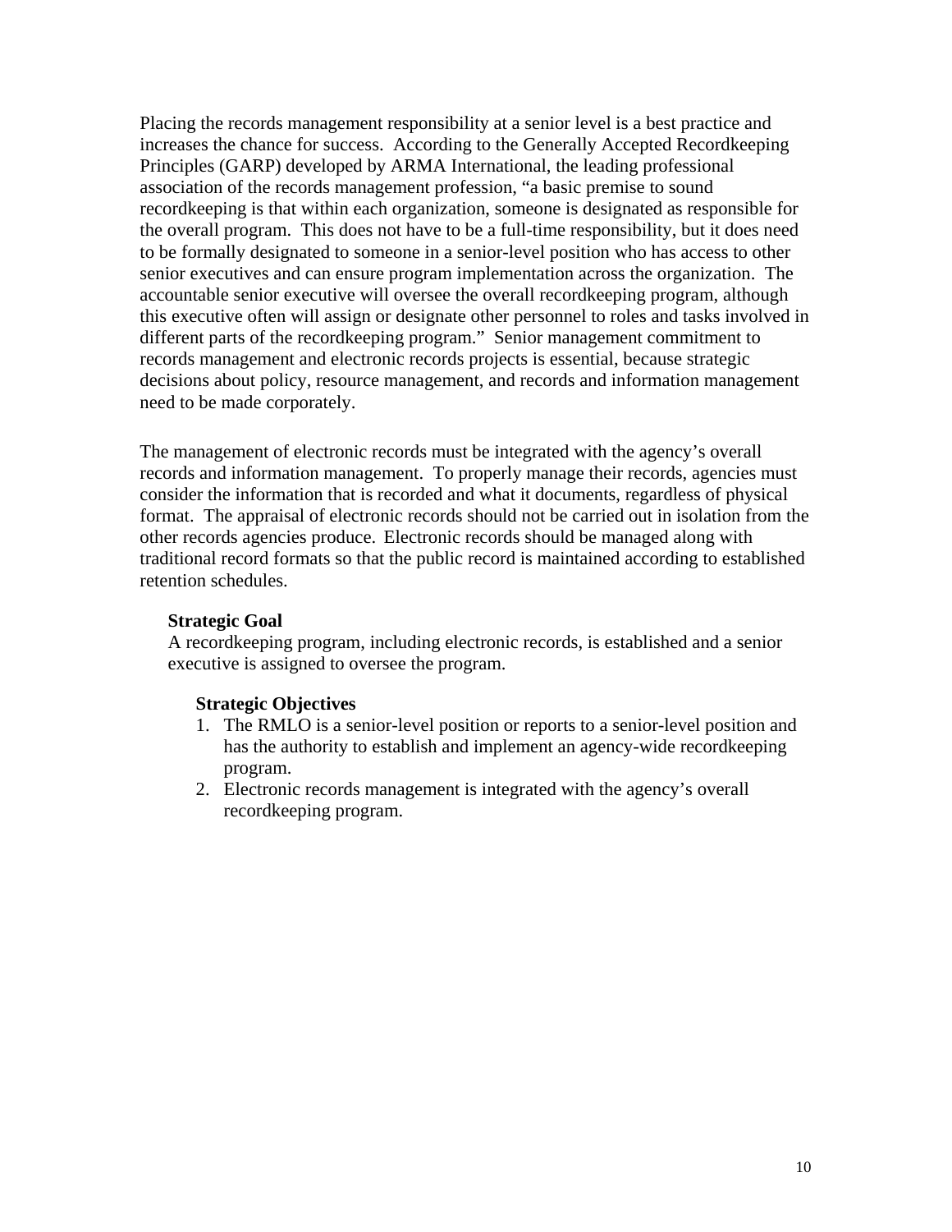Placing the records management responsibility at a senior level is a best practice and increases the chance for success. According to the Generally Accepted Recordkeeping Principles (GARP) developed by ARMA International, the leading professional association of the records management profession, "a basic premise to sound recordkeeping is that within each organization, someone is designated as responsible for the overall program. This does not have to be a full-time responsibility, but it does need to be formally designated to someone in a senior-level position who has access to other senior executives and can ensure program implementation across the organization. The accountable senior executive will oversee the overall recordkeeping program, although this executive often will assign or designate other personnel to roles and tasks involved in different parts of the recordkeeping program." Senior management commitment to records management and electronic records projects is essential, because strategic decisions about policy, resource management, and records and information management need to be made corporately.

The management of electronic records must be integrated with the agency's overall records and information management. To properly manage their records, agencies must consider the information that is recorded and what it documents, regardless of physical format. The appraisal of electronic records should not be carried out in isolation from the other records agencies produce. Electronic records should be managed along with traditional record formats so that the public record is maintained according to established retention schedules.

**Strategic Goal**

A recordkeeping program, including electronic records, is established and a senior executive is assigned to oversee the program.

**Strategic Objectives**

1. The RMLO is a senior-level position or reports to a senior-level position and has the authority to establish and implement an agency-wide recordkeeping program.
2. Electronic records management is integrated with the agency's overall recordkeeping program.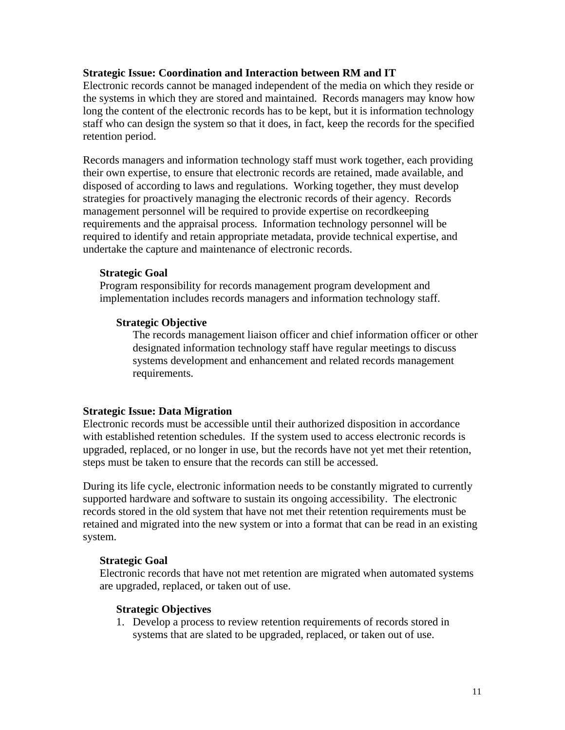**Strategic Issue: Coordination and Interaction between RM and IT**

Electronic records cannot be managed independent of the media on which they reside or the systems in which they are stored and maintained. Records managers may know how long the content of the electronic records has to be kept, but it is information technology staff who can design the system so that it does, in fact, keep the records for the specified retention period.

Records managers and information technology staff must work together, each providing their own expertise, to ensure that electronic records are retained, made available, and disposed of according to laws and regulations. Working together, they must develop strategies for proactively managing the electronic records of their agency. Records management personnel will be required to provide expertise on recordkeeping requirements and the appraisal process. Information technology personnel will be required to identify and retain appropriate metadata, provide technical expertise, and undertake the capture and maintenance of electronic records.

**Strategic Goal**

Program responsibility for records management program development and implementation includes records managers and information technology staff.

**Strategic Objective**

The records management liaison officer and chief information officer or other designated information technology staff have regular meetings to discuss systems development and enhancement and related records management requirements.

**Strategic Issue: Data Migration**

Electronic records must be accessible until their authorized disposition in accordance with established retention schedules. If the system used to access electronic records is upgraded, replaced, or no longer in use, but the records have not yet met their retention, steps must be taken to ensure that the records can still be accessed.

During its life cycle, electronic information needs to be constantly migrated to currently supported hardware and software to sustain its ongoing accessibility. The electronic records stored in the old system that have not met their retention requirements must be retained and migrated into the new system or into a format that can be read in an existing system.

**Strategic Goal**

Electronic records that have not met retention are migrated when automated systems are upgraded, replaced, or taken out of use.

**Strategic Objectives**

1. Develop a process to review retention requirements of records stored in systems that are slated to be upgraded, replaced, or taken out of use.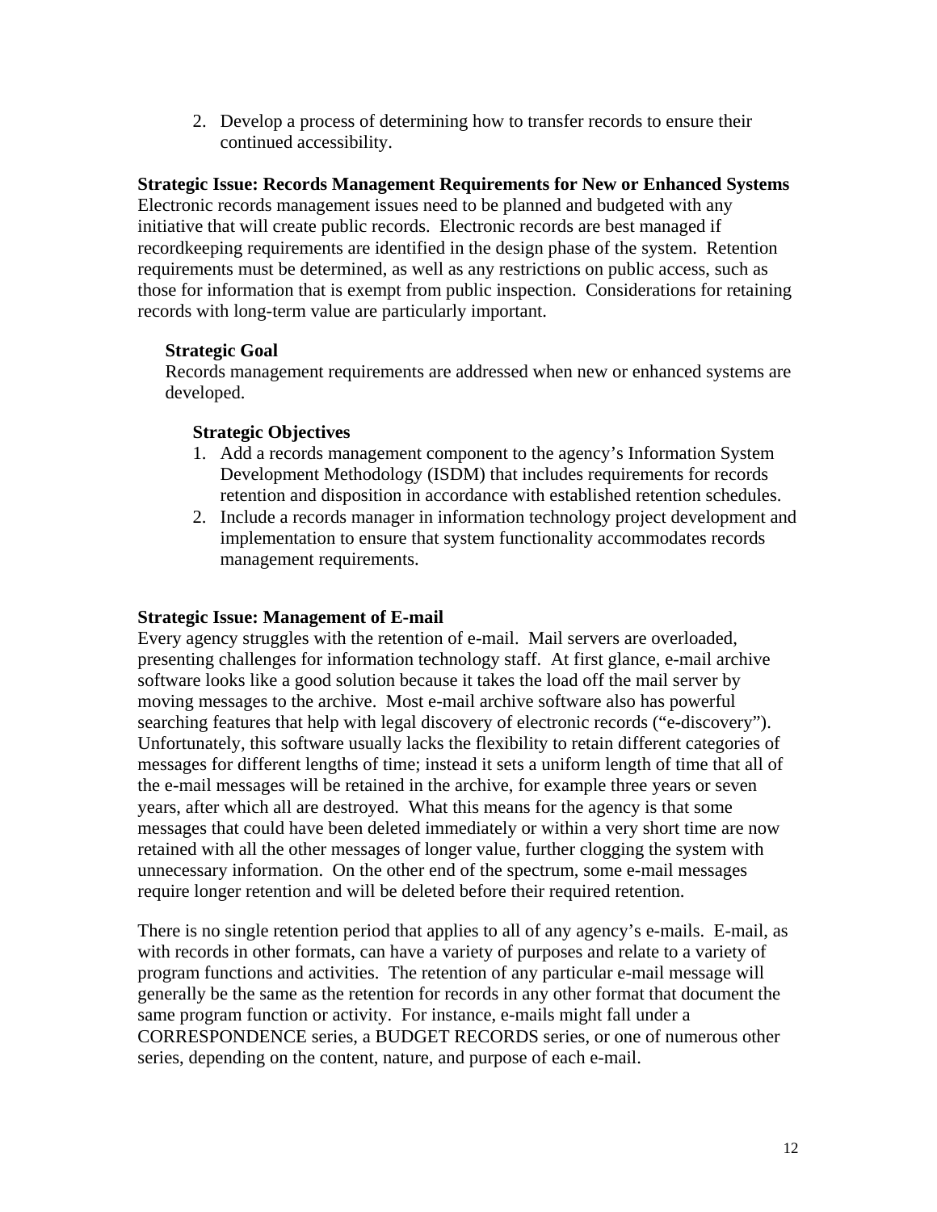2. Develop a process of determining how to transfer records to ensure their continued accessibility.

**Strategic Issue: Records Management Requirements for New or Enhanced Systems**

Electronic records management issues need to be planned and budgeted with any initiative that will create public records. Electronic records are best managed if recordkeeping requirements are identified in the design phase of the system. Retention requirements must be determined, as well as any restrictions on public access, such as those for information that is exempt from public inspection. Considerations for retaining records with long-term value are particularly important.

**Strategic Goal**

Records management requirements are addressed when new or enhanced systems are developed.

**Strategic Objectives**

1. Add a records management component to the agency's Information System Development Methodology (ISDM) that includes requirements for records retention and disposition in accordance with established retention schedules.
2. Include a records manager in information technology project development and implementation to ensure that system functionality accommodates records management requirements.

**Strategic Issue: Management of E-mail**

Every agency struggles with the retention of e-mail. Mail servers are overloaded, presenting challenges for information technology staff. At first glance, e-mail archive software looks like a good solution because it takes the load off the mail server by moving messages to the archive. Most e-mail archive software also has powerful searching features that help with legal discovery of electronic records ("e-discovery"). Unfortunately, this software usually lacks the flexibility to retain different categories of messages for different lengths of time; instead it sets a uniform length of time that all of the e-mail messages will be retained in the archive, for example three years or seven years, after which all are destroyed. What this means for the agency is that some messages that could have been deleted immediately or within a very short time are now retained with all the other messages of longer value, further clogging the system with unnecessary information. On the other end of the spectrum, some e-mail messages require longer retention and will be deleted before their required retention.

There is no single retention period that applies to all of any agency's e-mails. E-mail, as with records in other formats, can have a variety of purposes and relate to a variety of program functions and activities. The retention of any particular e-mail message will generally be the same as the retention for records in any other format that document the same program function or activity. For instance, e-mails might fall under a CORRESPONDENCE series, a BUDGET RECORDS series, or one of numerous other series, depending on the content, nature, and purpose of each e-mail.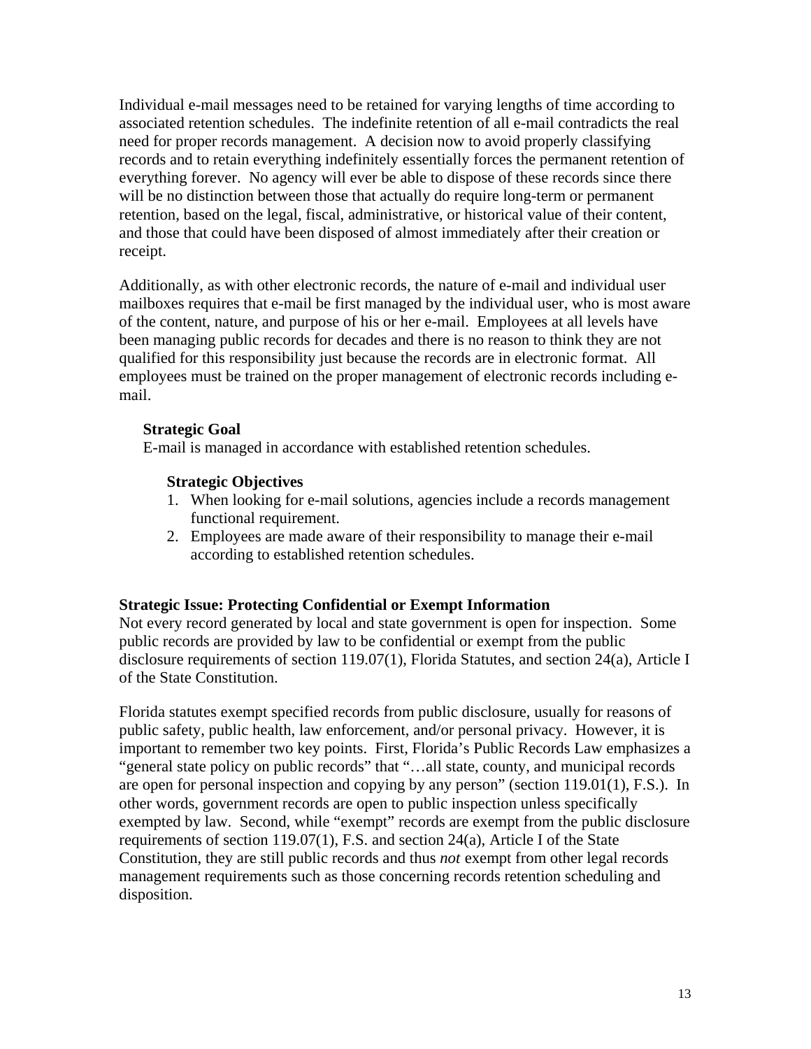Individual e-mail messages need to be retained for varying lengths of time according to associated retention schedules. The indefinite retention of all e-mail contradicts the real need for proper records management. A decision now to avoid properly classifying records and to retain everything indefinitely essentially forces the permanent retention of everything forever. No agency will ever be able to dispose of these records since there will be no distinction between those that actually do require long-term or permanent retention, based on the legal, fiscal, administrative, or historical value of their content, and those that could have been disposed of almost immediately after their creation or receipt.

Additionally, as with other electronic records, the nature of e-mail and individual user mailboxes requires that e-mail be first managed by the individual user, who is most aware of the content, nature, and purpose of his or her e-mail. Employees at all levels have been managing public records for decades and there is no reason to think they are not qualified for this responsibility just because the records are in electronic format. All employees must be trained on the proper management of electronic records including e-mail.

**Strategic Goal**

E-mail is managed in accordance with established retention schedules.

**Strategic Objectives**

1. When looking for e-mail solutions, agencies include a records management functional requirement.
2. Employees are made aware of their responsibility to manage their e-mail according to established retention schedules.

**Strategic Issue: Protecting Confidential or Exempt Information**

Not every record generated by local and state government is open for inspection. Some public records are provided by law to be confidential or exempt from the public disclosure requirements of section 119.07(1), Florida Statutes, and section 24(a), Article I of the State Constitution.

Florida statutes exempt specified records from public disclosure, usually for reasons of public safety, public health, law enforcement, and/or personal privacy. However, it is important to remember two key points. First, Florida's Public Records Law emphasizes a "general state policy on public records" that "…all state, county, and municipal records are open for personal inspection and copying by any person" (section 119.01(1), F.S.). In other words, government records are open to public inspection unless specifically exempted by law. Second, while "exempt" records are exempt from the public disclosure requirements of section 119.07(1), F.S. and section 24(a), Article I of the State Constitution, they are still public records and thus *not* exempt from other legal records management requirements such as those concerning records retention scheduling and disposition.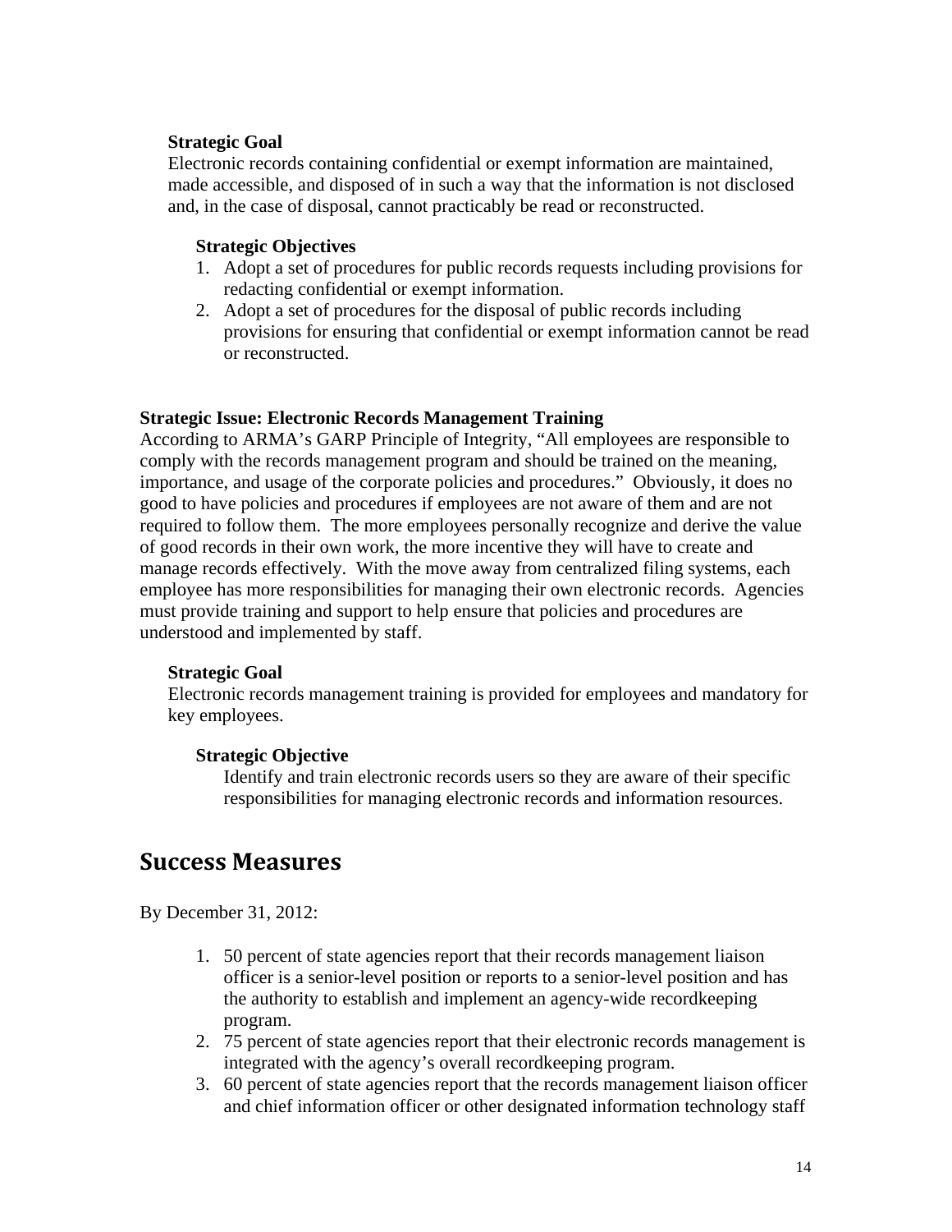**Strategic Goal**

Electronic records containing confidential or exempt information are maintained, made accessible, and disposed of in such a way that the information is not disclosed and, in the case of disposal, cannot practicably be read or reconstructed.

**Strategic Objectives**

1. Adopt a set of procedures for public records requests including provisions for redacting confidential or exempt information.
2. Adopt a set of procedures for the disposal of public records including provisions for ensuring that confidential or exempt information cannot be read or reconstructed.

**Strategic Issue: Electronic Records Management Training**

According to ARMA's GARP Principle of Integrity, "All employees are responsible to comply with the records management program and should be trained on the meaning, importance, and usage of the corporate policies and procedures." Obviously, it does no good to have policies and procedures if employees are not aware of them and are not required to follow them. The more employees personally recognize and derive the value of good records in their own work, the more incentive they will have to create and manage records effectively. With the move away from centralized filing systems, each employee has more responsibilities for managing their own electronic records. Agencies must provide training and support to help ensure that policies and procedures are understood and implemented by staff.

**Strategic Goal**

Electronic records management training is provided for employees and mandatory for key employees.

**Strategic Objective**

Identify and train electronic records users so they are aware of their specific responsibilities for managing electronic records and information resources.

## Success Measures

By December 31, 2012:

1. 50 percent of state agencies report that their records management liaison officer is a senior-level position or reports to a senior-level position and has the authority to establish and implement an agency-wide recordkeeping program.
2. 75 percent of state agencies report that their electronic records management is integrated with the agency's overall recordkeeping program.
3. 60 percent of state agencies report that the records management liaison officer and chief information officer or other designated information technology staff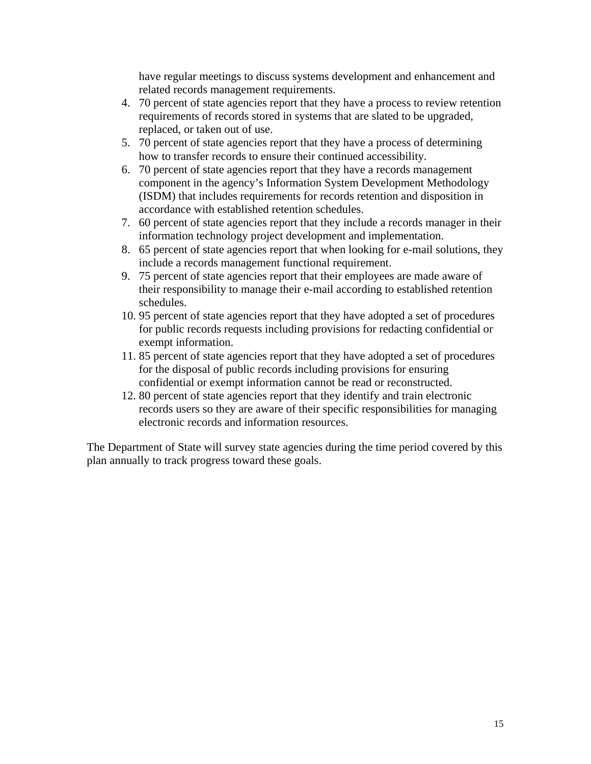have regular meetings to discuss systems development and enhancement and related records management requirements.

4. 70 percent of state agencies report that they have a process to review retention requirements of records stored in systems that are slated to be upgraded, replaced, or taken out of use.
5. 70 percent of state agencies report that they have a process of determining how to transfer records to ensure their continued accessibility.
6. 70 percent of state agencies report that they have a records management component in the agency's Information System Development Methodology (ISDM) that includes requirements for records retention and disposition in accordance with established retention schedules.
7. 60 percent of state agencies report that they include a records manager in their information technology project development and implementation.
8. 65 percent of state agencies report that when looking for e-mail solutions, they include a records management functional requirement.
9. 75 percent of state agencies report that their employees are made aware of their responsibility to manage their e-mail according to established retention schedules.
10. 95 percent of state agencies report that they have adopted a set of procedures for public records requests including provisions for redacting confidential or exempt information.
11. 85 percent of state agencies report that they have adopted a set of procedures for the disposal of public records including provisions for ensuring confidential or exempt information cannot be read or reconstructed.
12. 80 percent of state agencies report that they identify and train electronic records users so they are aware of their specific responsibilities for managing electronic records and information resources.

The Department of State will survey state agencies during the time period covered by this plan annually to track progress toward these goals.